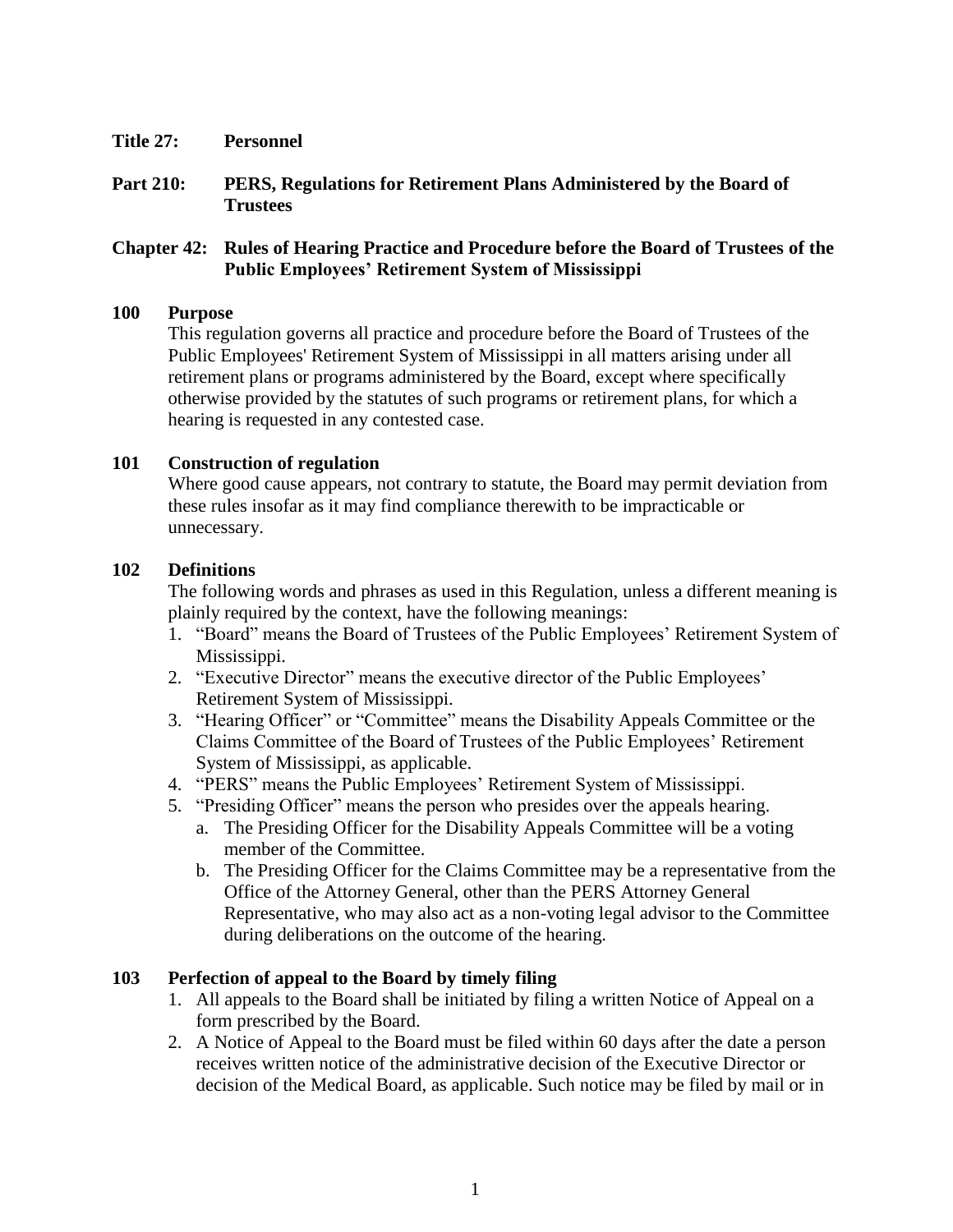**Title 27: Personnel**

**Part 210: PERS, Regulations for Retirement Plans Administered by the Board of Trustees**

**Chapter 42: Rules of Hearing Practice and Procedure before the Board of Trustees of the Public Employees' Retirement System of Mississippi**

**100 Purpose**

This regulation governs all practice and procedure before the Board of Trustees of the Public Employees' Retirement System of Mississippi in all matters arising under all retirement plans or programs administered by the Board, except where specifically otherwise provided by the statutes of such programs or retirement plans, for which a hearing is requested in any contested case.

**101 Construction of regulation**

Where good cause appears, not contrary to statute, the Board may permit deviation from these rules insofar as it may find compliance therewith to be impracticable or unnecessary.

**102 Definitions**

The following words and phrases as used in this Regulation, unless a different meaning is plainly required by the context, have the following meanings:

1. "Board" means the Board of Trustees of the Public Employees' Retirement System of Mississippi.
2. "Executive Director" means the executive director of the Public Employees' Retirement System of Mississippi.
3. "Hearing Officer" or "Committee" means the Disability Appeals Committee or the Claims Committee of the Board of Trustees of the Public Employees' Retirement System of Mississippi, as applicable.
4. "PERS" means the Public Employees' Retirement System of Mississippi.
5. "Presiding Officer" means the person who presides over the appeals hearing.
   a. The Presiding Officer for the Disability Appeals Committee will be a voting member of the Committee.
   b. The Presiding Officer for the Claims Committee may be a representative from the Office of the Attorney General, other than the PERS Attorney General Representative, who may also act as a non-voting legal advisor to the Committee during deliberations on the outcome of the hearing.

**103 Perfection of appeal to the Board by timely filing**

1. All appeals to the Board shall be initiated by filing a written Notice of Appeal on a form prescribed by the Board.
2. A Notice of Appeal to the Board must be filed within 60 days after the date a person receives written notice of the administrative decision of the Executive Director or decision of the Medical Board, as applicable. Such notice may be filed by mail or in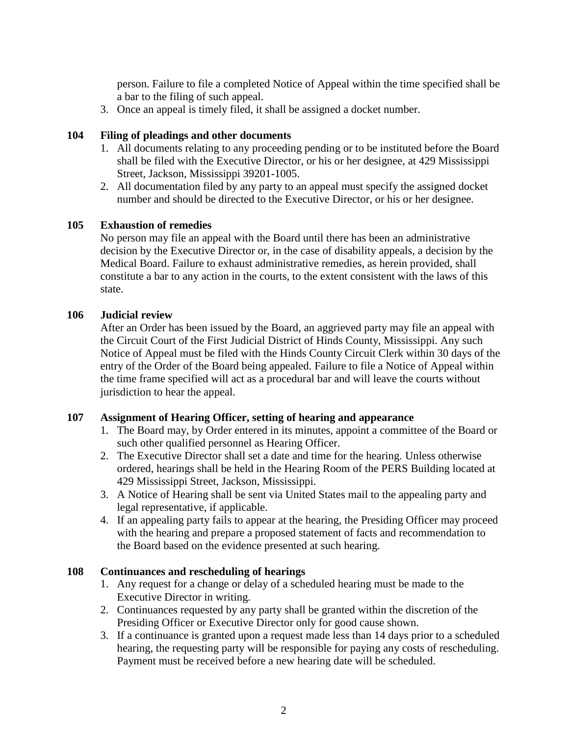person. Failure to file a completed Notice of Appeal within the time specified shall be a bar to the filing of such appeal.

3. Once an appeal is timely filed, it shall be assigned a docket number.

**104 Filing of pleadings and other documents**

1. All documents relating to any proceeding pending or to be instituted before the Board shall be filed with the Executive Director, or his or her designee, at 429 Mississippi Street, Jackson, Mississippi 39201-1005.
2. All documentation filed by any party to an appeal must specify the assigned docket number and should be directed to the Executive Director, or his or her designee.

**105 Exhaustion of remedies**

No person may file an appeal with the Board until there has been an administrative decision by the Executive Director or, in the case of disability appeals, a decision by the Medical Board. Failure to exhaust administrative remedies, as herein provided, shall constitute a bar to any action in the courts, to the extent consistent with the laws of this state.

**106 Judicial review**

After an Order has been issued by the Board, an aggrieved party may file an appeal with the Circuit Court of the First Judicial District of Hinds County, Mississippi. Any such Notice of Appeal must be filed with the Hinds County Circuit Clerk within 30 days of the entry of the Order of the Board being appealed. Failure to file a Notice of Appeal within the time frame specified will act as a procedural bar and will leave the courts without jurisdiction to hear the appeal.

**107 Assignment of Hearing Officer, setting of hearing and appearance**

1. The Board may, by Order entered in its minutes, appoint a committee of the Board or such other qualified personnel as Hearing Officer.
2. The Executive Director shall set a date and time for the hearing. Unless otherwise ordered, hearings shall be held in the Hearing Room of the PERS Building located at 429 Mississippi Street, Jackson, Mississippi.
3. A Notice of Hearing shall be sent via United States mail to the appealing party and legal representative, if applicable.
4. If an appealing party fails to appear at the hearing, the Presiding Officer may proceed with the hearing and prepare a proposed statement of facts and recommendation to the Board based on the evidence presented at such hearing.

**108 Continuances and rescheduling of hearings**

1. Any request for a change or delay of a scheduled hearing must be made to the Executive Director in writing.
2. Continuances requested by any party shall be granted within the discretion of the Presiding Officer or Executive Director only for good cause shown.
3. If a continuance is granted upon a request made less than 14 days prior to a scheduled hearing, the requesting party will be responsible for paying any costs of rescheduling. Payment must be received before a new hearing date will be scheduled.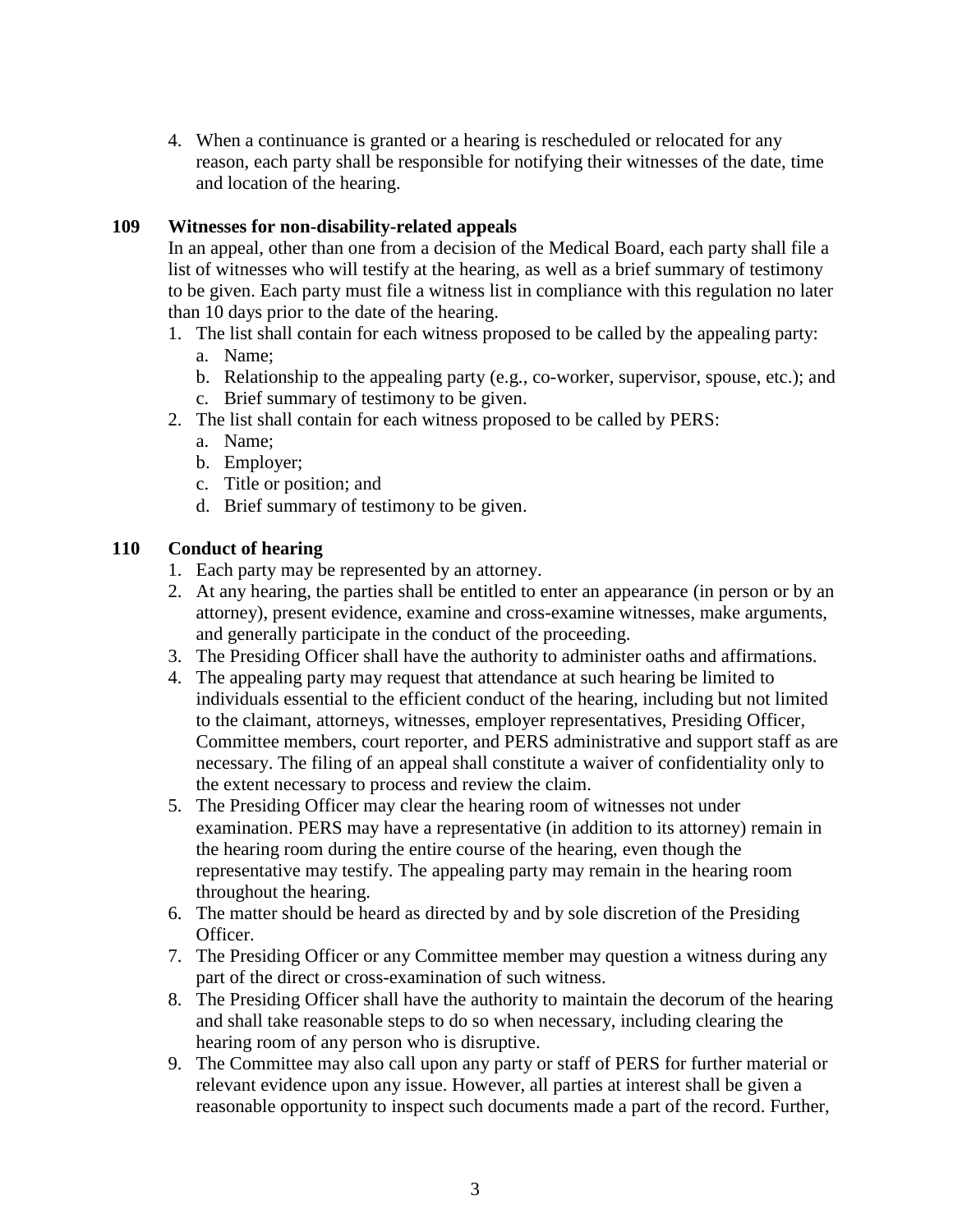4. When a continuance is granted or a hearing is rescheduled or relocated for any reason, each party shall be responsible for notifying their witnesses of the date, time and location of the hearing.

## 109 Witnesses for non-disability-related appeals

In an appeal, other than one from a decision of the Medical Board, each party shall file a list of witnesses who will testify at the hearing, as well as a brief summary of testimony to be given. Each party must file a witness list in compliance with this regulation no later than 10 days prior to the date of the hearing.

1. The list shall contain for each witness proposed to be called by the appealing party:
   a. Name;
   b. Relationship to the appealing party (e.g., co-worker, supervisor, spouse, etc.); and
   c. Brief summary of testimony to be given.
2. The list shall contain for each witness proposed to be called by PERS:
   a. Name;
   b. Employer;
   c. Title or position; and
   d. Brief summary of testimony to be given.

## 110 Conduct of hearing

1. Each party may be represented by an attorney.
2. At any hearing, the parties shall be entitled to enter an appearance (in person or by an attorney), present evidence, examine and cross-examine witnesses, make arguments, and generally participate in the conduct of the proceeding.
3. The Presiding Officer shall have the authority to administer oaths and affirmations.
4. The appealing party may request that attendance at such hearing be limited to individuals essential to the efficient conduct of the hearing, including but not limited to the claimant, attorneys, witnesses, employer representatives, Presiding Officer, Committee members, court reporter, and PERS administrative and support staff as are necessary. The filing of an appeal shall constitute a waiver of confidentiality only to the extent necessary to process and review the claim.
5. The Presiding Officer may clear the hearing room of witnesses not under examination. PERS may have a representative (in addition to its attorney) remain in the hearing room during the entire course of the hearing, even though the representative may testify. The appealing party may remain in the hearing room throughout the hearing.
6. The matter should be heard as directed by and by sole discretion of the Presiding Officer.
7. The Presiding Officer or any Committee member may question a witness during any part of the direct or cross-examination of such witness.
8. The Presiding Officer shall have the authority to maintain the decorum of the hearing and shall take reasonable steps to do so when necessary, including clearing the hearing room of any person who is disruptive.
9. The Committee may also call upon any party or staff of PERS for further material or relevant evidence upon any issue. However, all parties at interest shall be given a reasonable opportunity to inspect such documents made a part of the record. Further,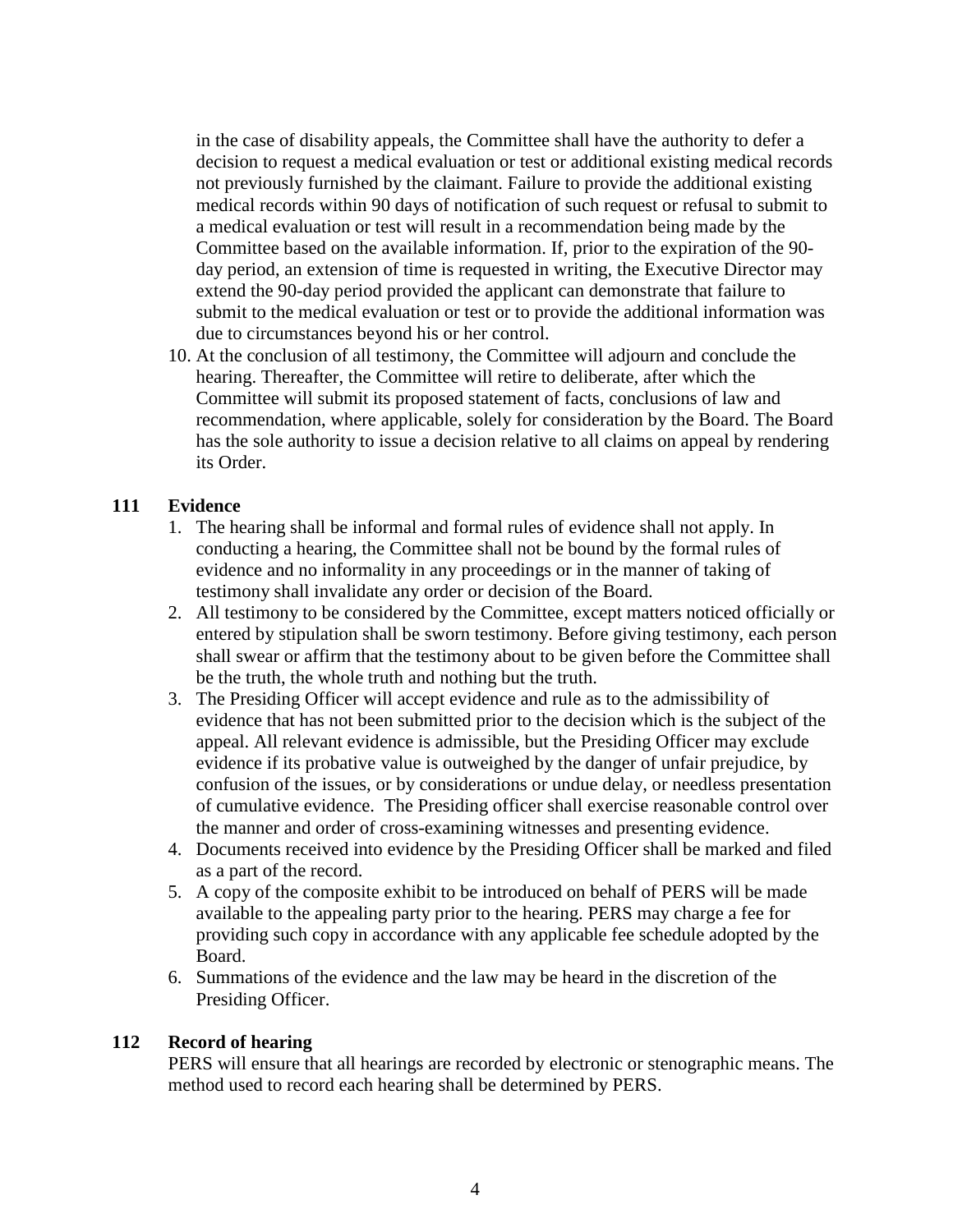in the case of disability appeals, the Committee shall have the authority to defer a decision to request a medical evaluation or test or additional existing medical records not previously furnished by the claimant. Failure to provide the additional existing medical records within 90 days of notification of such request or refusal to submit to a medical evaluation or test will result in a recommendation being made by the Committee based on the available information. If, prior to the expiration of the 90-day period, an extension of time is requested in writing, the Executive Director may extend the 90-day period provided the applicant can demonstrate that failure to submit to the medical evaluation or test or to provide the additional information was due to circumstances beyond his or her control.

10. At the conclusion of all testimony, the Committee will adjourn and conclude the hearing. Thereafter, the Committee will retire to deliberate, after which the Committee will submit its proposed statement of facts, conclusions of law and recommendation, where applicable, solely for consideration by the Board. The Board has the sole authority to issue a decision relative to all claims on appeal by rendering its Order.

## 111 Evidence

1. The hearing shall be informal and formal rules of evidence shall not apply. In conducting a hearing, the Committee shall not be bound by the formal rules of evidence and no informality in any proceedings or in the manner of taking of testimony shall invalidate any order or decision of the Board.
2. All testimony to be considered by the Committee, except matters noticed officially or entered by stipulation shall be sworn testimony. Before giving testimony, each person shall swear or affirm that the testimony about to be given before the Committee shall be the truth, the whole truth and nothing but the truth.
3. The Presiding Officer will accept evidence and rule as to the admissibility of evidence that has not been submitted prior to the decision which is the subject of the appeal. All relevant evidence is admissible, but the Presiding Officer may exclude evidence if its probative value is outweighed by the danger of unfair prejudice, by confusion of the issues, or by considerations or undue delay, or needless presentation of cumulative evidence. The Presiding officer shall exercise reasonable control over the manner and order of cross-examining witnesses and presenting evidence.
4. Documents received into evidence by the Presiding Officer shall be marked and filed as a part of the record.
5. A copy of the composite exhibit to be introduced on behalf of PERS will be made available to the appealing party prior to the hearing. PERS may charge a fee for providing such copy in accordance with any applicable fee schedule adopted by the Board.
6. Summations of the evidence and the law may be heard in the discretion of the Presiding Officer.

## 112 Record of hearing

PERS will ensure that all hearings are recorded by electronic or stenographic means. The method used to record each hearing shall be determined by PERS.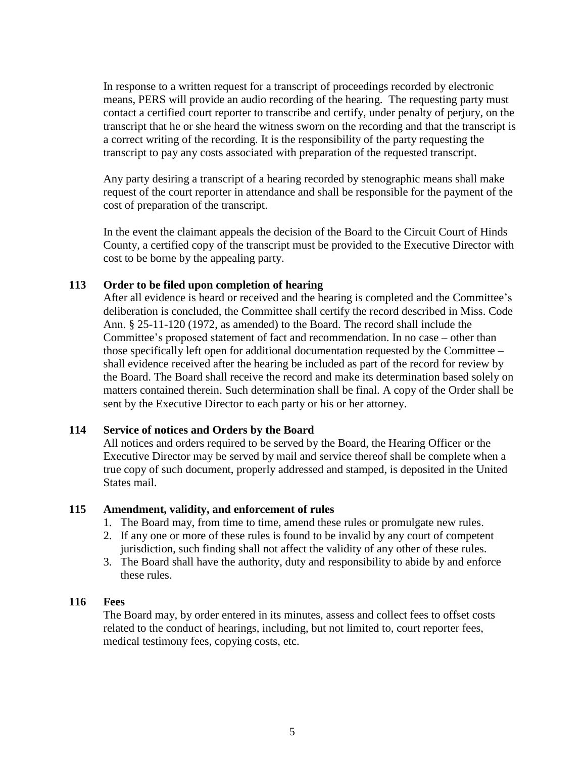In response to a written request for a transcript of proceedings recorded by electronic means, PERS will provide an audio recording of the hearing. The requesting party must contact a certified court reporter to transcribe and certify, under penalty of perjury, on the transcript that he or she heard the witness sworn on the recording and that the transcript is a correct writing of the recording. It is the responsibility of the party requesting the transcript to pay any costs associated with preparation of the requested transcript.

Any party desiring a transcript of a hearing recorded by stenographic means shall make request of the court reporter in attendance and shall be responsible for the payment of the cost of preparation of the transcript.

In the event the claimant appeals the decision of the Board to the Circuit Court of Hinds County, a certified copy of the transcript must be provided to the Executive Director with cost to be borne by the appealing party.

**113 Order to be filed upon completion of hearing**

After all evidence is heard or received and the hearing is completed and the Committee's deliberation is concluded, the Committee shall certify the record described in Miss. Code Ann. § 25-11-120 (1972, as amended) to the Board. The record shall include the Committee's proposed statement of fact and recommendation. In no case – other than those specifically left open for additional documentation requested by the Committee – shall evidence received after the hearing be included as part of the record for review by the Board. The Board shall receive the record and make its determination based solely on matters contained therein. Such determination shall be final. A copy of the Order shall be sent by the Executive Director to each party or his or her attorney.

**114 Service of notices and Orders by the Board**

All notices and orders required to be served by the Board, the Hearing Officer or the Executive Director may be served by mail and service thereof shall be complete when a true copy of such document, properly addressed and stamped, is deposited in the United States mail.

**115 Amendment, validity, and enforcement of rules**

1. The Board may, from time to time, amend these rules or promulgate new rules.
2. If any one or more of these rules is found to be invalid by any court of competent jurisdiction, such finding shall not affect the validity of any other of these rules.
3. The Board shall have the authority, duty and responsibility to abide by and enforce these rules.

**116 Fees**

The Board may, by order entered in its minutes, assess and collect fees to offset costs related to the conduct of hearings, including, but not limited to, court reporter fees, medical testimony fees, copying costs, etc.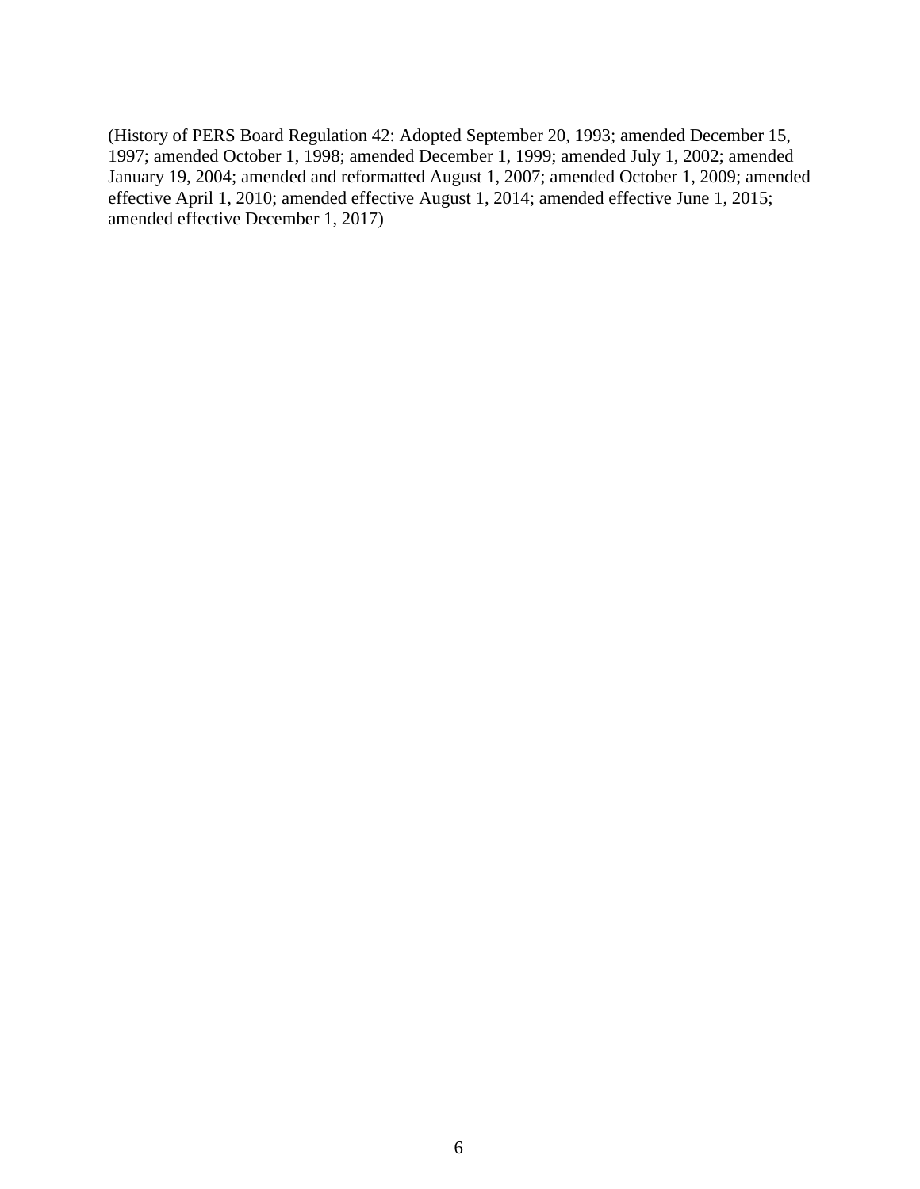(History of PERS Board Regulation 42: Adopted September 20, 1993; amended December 15, 1997; amended October 1, 1998; amended December 1, 1999; amended July 1, 2002; amended January 19, 2004; amended and reformatted August 1, 2007; amended October 1, 2009; amended effective April 1, 2010; amended effective August 1, 2014; amended effective June 1, 2015; amended effective December 1, 2017)